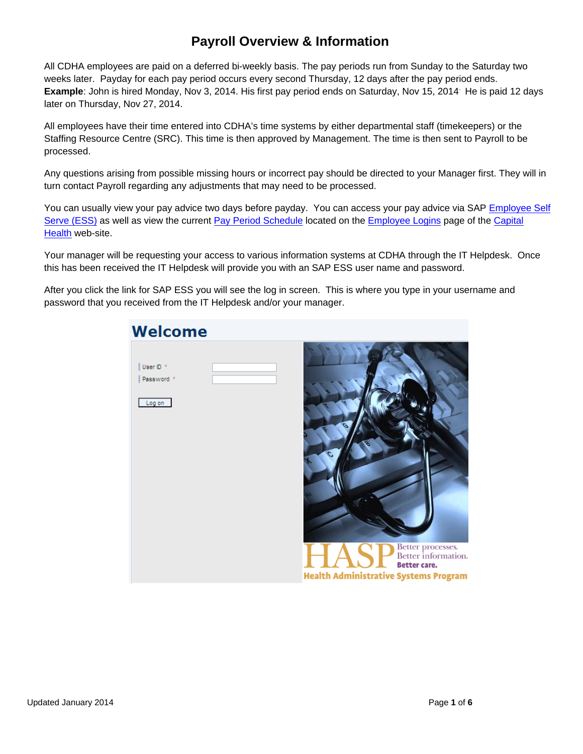# Payroll Overview & Information

All CDHA employees are paid on a deferred bi-weekly basis. The pay periods run from Sunday to the Saturday two weeks later. Payday for each pay period occurs every second Thursday, 12 days after the pay period ends. **Example**: John is hired Monday, Nov 3, 2014. His first pay period ends on Saturday, Nov 15, 2014. He is paid 12 days later on Thursday, Nov 27, 2014.

All employees have their time entered into CDHA's time systems by either departmental staff (timekeepers) or the Staffing Resource Centre (SRC). This time is then approved by Management. The time is then sent to Payroll to be processed.

Any questions arising from possible missing hours or incorrect pay should be directed to your Manager first. They will in turn contact Payroll regarding any adjustments that may need to be processed.

You can usually view your pay advice two days before payday. You can access your pay advice via SAP Employee Self Serve (ESS) as well as view the current Pay Period Schedule located on the Employee Logins page of the Capital Health web-site.

Your manager will be requesting your access to various information systems at CDHA through the IT Helpdesk. Once this has been received the IT Helpdesk will provide you with an SAP ESS user name and password.

After you click the link for SAP ESS you will see the log in screen. This is where you type in your username and password that you received from the IT Helpdesk and/or your manager.

Updated January 2014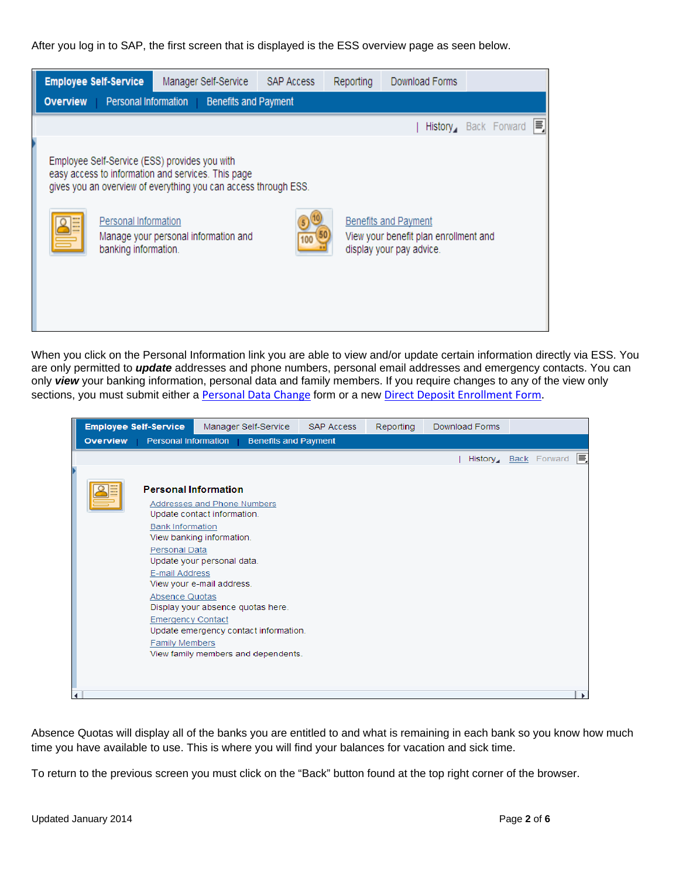After you log in to SAP, the first screen that is displayed is the ESS overview page as seen below.

When you click on the Personal Information link you are able to view and/or update certain information directly via ESS. You are only permitted to ***update*** addresses and phone numbers, personal email addresses and emergency contacts. You can only ***view*** your banking information, personal data and family members. If you require changes to any of the view only sections, you must submit either a [Personal Data Change](#) form or a new [Direct Deposit Enrollment Form](#).

Absence Quotas will display all of the banks you are entitled to and what is remaining in each bank so you know how much time you have available to use. This is where you will find your balances for vacation and sick time.

To return to the previous screen you must click on the "Back" button found at the top right corner of the browser.

Updated January 2014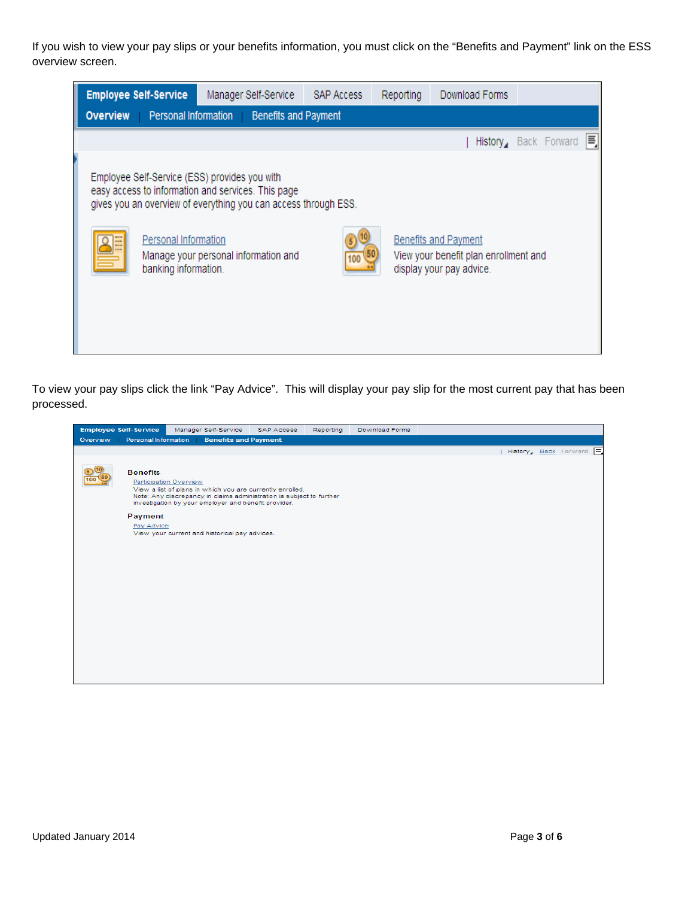If you wish to view your pay slips or your benefits information, you must click on the "Benefits and Payment" link on the ESS overview screen.

Employee Self-Service | Manager Self-Service | SAP Access | Reporting | Download Forms

Overview | Personal Information | Benefits and Payment

| History Back Forward

Employee Self-Service (ESS) provides you with easy access to information and services. This page gives you an overview of everything you can access through ESS.

Personal Information
Manage your personal information and banking information.

Benefits and Payment
View your benefit plan enrollment and display your pay advice.

To view your pay slips click the link "Pay Advice". This will display your pay slip for the most current pay that has been processed.

Employee Self-Service | Manager Self-Service | SAP Access | Reporting | Download Forms

Overview | Personal Information | Benefits and Payment

| History Back Forward

**Benefits**

Participation Overview
View a list of plans in which you are currently enrolled.
Note: Any discrepancy in claims administration is subject to further investigation by your employer and benefit provider.

**Payment**

Pay Advice
View your current and historical pay advices.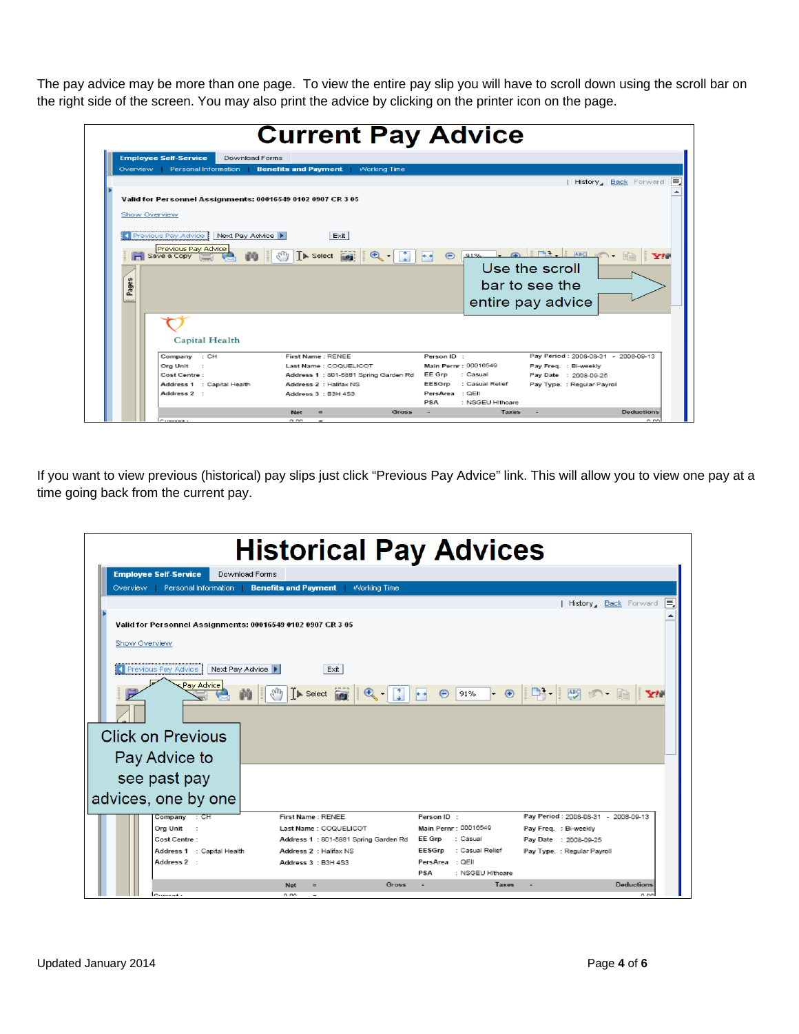The pay advice may be more than one page. To view the entire pay slip you will have to scroll down using the scroll bar on the right side of the screen. You may also print the advice by clicking on the printer icon on the page.

## Current Pay Advice

If you want to view previous (historical) pay slips just click "Previous Pay Advice" link. This will allow you to view one pay at a time going back from the current pay.

## Historical Pay Advices

Updated January 2014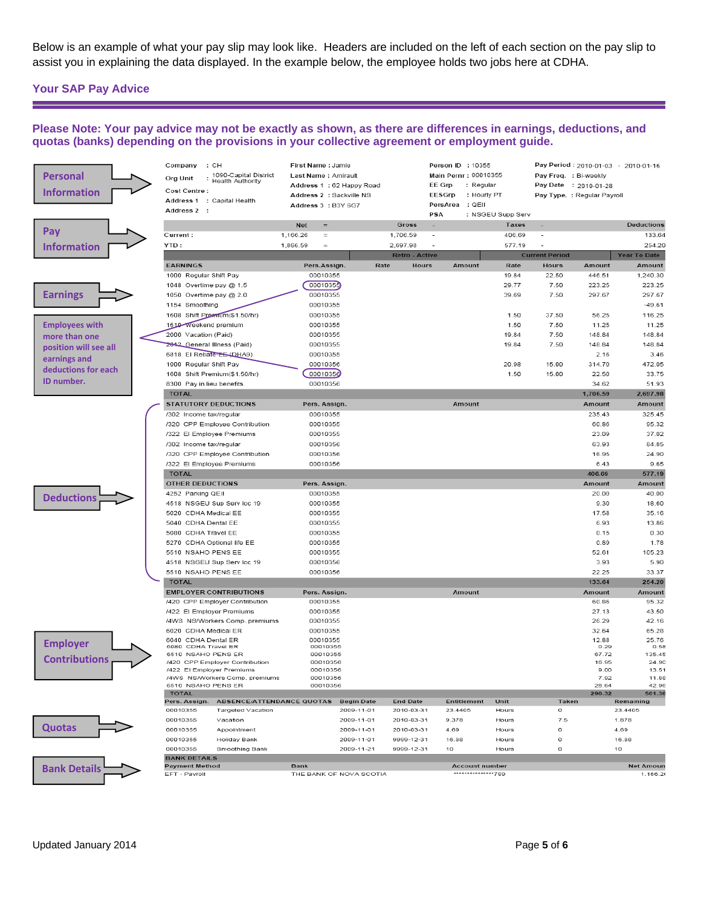Below is an example of what your pay slip may look like. Headers are included on the left of each section on the pay slip to assist you in explaining the data displayed. In the example below, the employee holds two jobs here at CDHA.

## Your SAP Pay Advice

**Please Note: Your pay advice may not be exactly as shown, as there are differences in earnings, deductions, and quotas (banks) depending on the provisions in your collective agreement or employment guide.**

### Personal Information

| | | | |
|---|---|---|---|
| Company : CH | First Name : Jamie | Person ID : 10355 | Pay Period : 2010-01-03 - 2010-01-16 |
| Org Unit : 1090-Capital District Health Authority | Last Name : Amirault | Main Pernr : 00010355 | Pay Freq. : Bi-weekly |
| Cost Centre : | Address 1 : 62 Happy Road | EE Grp : Regular | Pay Date : 2010-01-28 |
| Address 1 : Capital Health | Address 2 : Sackville NS | EESGrp : Hourly PT | Pay Type. : Regular Payroll |
| Address 2 : | Address 3 : B3Y 6G7 | PersArea : QEII | |
| | | PSA : NSGEU Supp Serv | |

### Pay Information

| | Net | = | Gross | - | Taxes | - | Deductions |
|---|---|---|---|---|---|---|---|
| Current : | 1,166.26 | = | 1,706.59 | - | 406.69 | - | 133.64 |
| YTD : | 1,866.59 | = | 2,697.98 | - | 577.19 | - | 254.20 |

### Earnings

Employees with more than one position will see all earnings and deductions for each ID number.

| | | Retro - Active | | | Current Period | | | Year To Date |
|---|---|---|---|---|---|---|---|---|
| EARNINGS | Pers.Assign. | Rate | Hours | Amount | Rate | Hours | Amount | Amount |
| 1000 Regular Shift Pay | 00010355 | | | | 19.84 | 22.50 | 446.51 | 1,240.30 |
| 1048 Overtime pay @ 1.5 | 00010355 | | | | 29.77 | 7.50 | 223.25 | 223.25 |
| 1050 Overtime pay @ 2.0 | 00010355 | | | | 39.69 | 7.50 | 297.67 | 297.67 |
| 1154 Smoothing | 00010355 | | | | | | | -49.61 |
| 1608 Shift Premium($1.50/hr) | 00010355 | | | | 1.50 | 37.50 | 56.25 | 116.25 |
| 1610 Weekend premium | 00010355 | | | | 1.50 | 7.50 | 11.25 | 11.25 |
| 2000 Vacation (Paid) | 00010355 | | | | 19.84 | 7.50 | 148.84 | 148.84 |
| 2042 General Illness (Paid) | 00010355 | | | | 19.84 | 7.50 | 148.84 | 148.84 |
| 6818 EI Rebate-EE (DHA9) | 00010355 | | | | | | 2.16 | 3.46 |
| 1000 Regular Shift Pay | 00010356 | | | | 20.98 | 15.00 | 314.70 | 472.05 |
| 1608 Shift Premium($1.50/hr) | 00010356 | | | | 1.50 | 15.00 | 22.50 | 33.75 |
| 8300 Pay in lieu benefits | 00010356 | | | | | | 34.62 | 51.93 |
| TOTAL | | | | | | | 1,706.59 | 2,697.98 |

### Deductions

| STATUTORY DEDUCTIONS | Pers. Assign. | Amount | Amount | Amount |
|---|---|---|---|---|
| /302 Income tax/regular | 00010355 | | 235.43 | 325.45 |
| /320 CPP Employee Contribution | 00010355 | | 60.86 | 95.32 |
| /322 EI Employee Premiums | 00010355 | | 23.09 | 37.02 |
| /302 Income tax/regular | 00010356 | | 63.93 | 84.85 |
| /320 CPP Employee Contribution | 00010356 | | 16.95 | 24.90 |
| /322 EI Employee Premiums | 00010356 | | 6.43 | 9.65 |
| TOTAL | | | 406.69 | 577.19 |

| OTHER DEDUCTIONS | Pers. Assign. | Amount | Amount |
|---|---|---|---|
| 4252 Parking QEII | 00010355 | 20.00 | 40.00 |
| 4518 NSGEU Sup Serv loc 19 | 00010355 | 9.30 | 18.60 |
| 5020 CDHA Medical EE | 00010355 | 17.58 | 35.16 |
| 5040 CDHA Dental EE | 00010355 | 6.93 | 13.86 |
| 5080 CDHA Travel EE | 00010355 | 0.15 | 0.30 |
| 5270 CDHA Optional life EE | 00010355 | 0.89 | 1.78 |
| 5510 NSAHO PENS EE | 00010355 | 52.61 | 105.23 |
| 4518 NSGEU Sup Serv loc 19 | 00010356 | 3.93 | 5.90 |
| 5510 NSAHO PENS EE | 00010356 | 22.25 | 33.37 |
| TOTAL | | 133.64 | 254.20 |

### Employer Contributions

| EMPLOYER CONTRIBUTIONS | Pers. Assign. | Amount | Amount | Amount |
|---|---|---|---|---|
| /420 CPP Employer Contribution | 00010355 | | 60.86 | 95.32 |
| /422 EI Employer Premiums | 00010355 | | 27.13 | 43.50 |
| /4WS NS/Workers Comp. premiums | 00010355 | | 26.29 | 42.16 |
| 6020 CDHA Medical ER | 00010355 | | 32.64 | 65.28 |
| 6040 CDHA Dental ER | 00010355 | | 12.88 | 25.76 |
| 6080 CDHA Travel ER | 00010355 | | 0.29 | 0.58 |
| 6510 NSAHO PENS ER | 00010355 | | 67.72 | 135.45 |
| /420 CPP Employer Contribution | 00010356 | | 16.95 | 24.90 |
| /422 EI Employer Premiums | 00010356 | | 9.00 | 13.51 |
| /4WS NS/Workers Comp. premiums | 00010356 | | 7.92 | 11.88 |
| 6510 NSAHO PENS ER | 00010356 | | 28.64 | 42.96 |
| TOTAL | | | 290.32 | 501.30 |

### Quotas

| Pers. Assign. | ABSENCE/ATTENDANCE QUOTAS | Begin Date | End Date | Entitlement | Unit | Taken | Remaining |
|---|---|---|---|---|---|---|---|
| 00010355 | Targeted Vacation | 2009-11-01 | 2010-03-31 | 23.4405 | Hours | 0 | 23.4405 |
| 00010355 | Vacation | 2009-11-01 | 2010-03-31 | 9.378 | Hours | 7.5 | 1.878 |
| 00010355 | Appointment | 2009-11-01 | 2010-03-31 | 4.69 | Hours | 0 | 4.69 |
| 00010355 | Holiday Bank | 2009-11-01 | 9999-12-31 | 16.88 | Hours | 0 | 16.88 |
| 00010355 | Smoothing Bank | 2009-11-21 | 9999-12-31 | 10 | Hours | 0 | 10 |

### Bank Details

| Payment Method | Bank | Account number | Net Amount |
|---|---|---|---|
| EFT - Payroll | THE BANK OF NOVA SCOTIA | \*\*\*\*\*\*\*\*\*\*\*\*\*\*\*789 | 1,166.26 |

Updated January 2014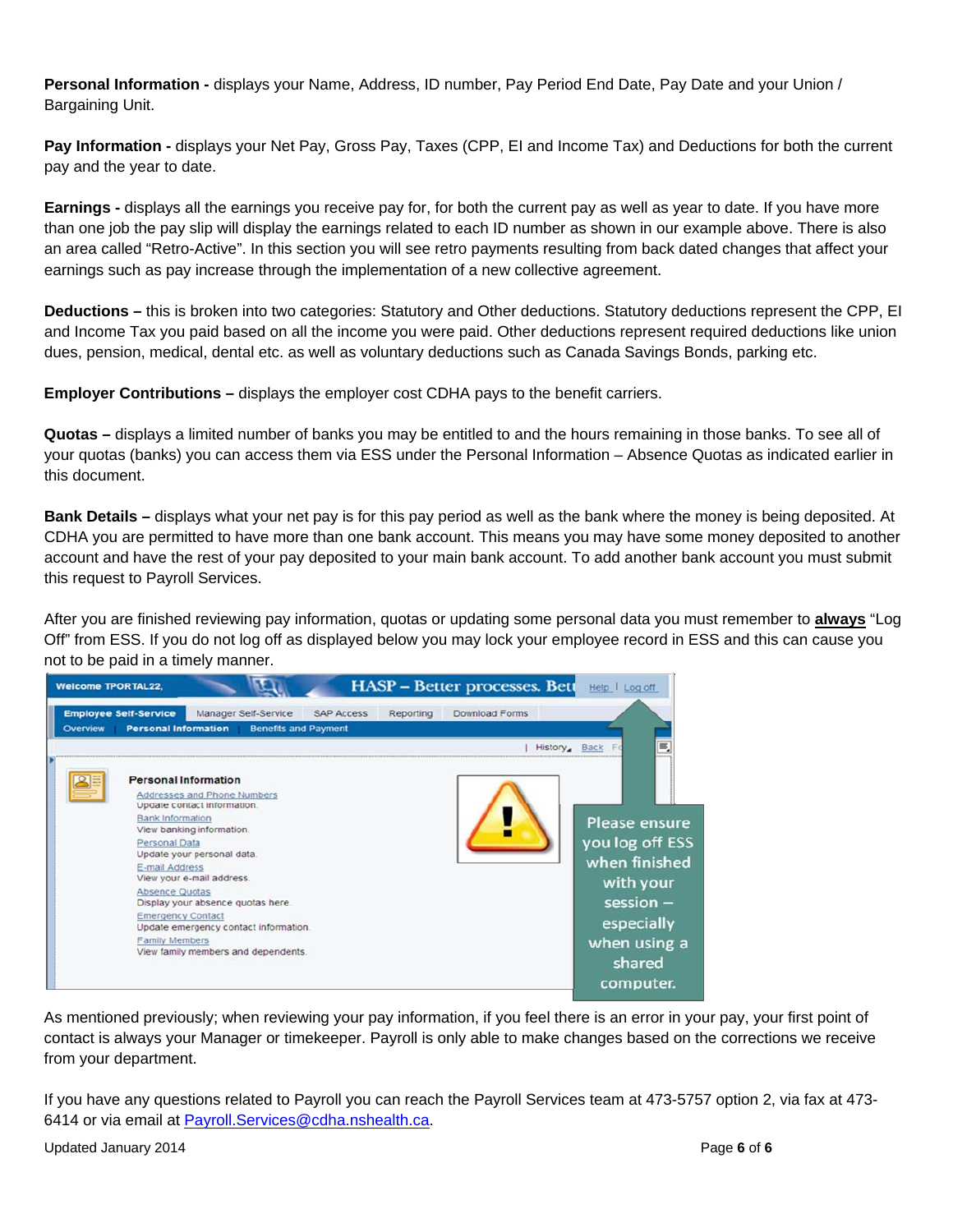**Personal Information -** displays your Name, Address, ID number, Pay Period End Date, Pay Date and your Union / Bargaining Unit.

**Pay Information -** displays your Net Pay, Gross Pay, Taxes (CPP, EI and Income Tax) and Deductions for both the current pay and the year to date.

**Earnings -** displays all the earnings you receive pay for, for both the current pay as well as year to date. If you have more than one job the pay slip will display the earnings related to each ID number as shown in our example above. There is also an area called "Retro-Active". In this section you will see retro payments resulting from back dated changes that affect your earnings such as pay increase through the implementation of a new collective agreement.

**Deductions –** this is broken into two categories: Statutory and Other deductions. Statutory deductions represent the CPP, EI and Income Tax you paid based on all the income you were paid. Other deductions represent required deductions like union dues, pension, medical, dental etc. as well as voluntary deductions such as Canada Savings Bonds, parking etc.

**Employer Contributions –** displays the employer cost CDHA pays to the benefit carriers.

**Quotas –** displays a limited number of banks you may be entitled to and the hours remaining in those banks. To see all of your quotas (banks) you can access them via ESS under the Personal Information – Absence Quotas as indicated earlier in this document.

**Bank Details –** displays what your net pay is for this pay period as well as the bank where the money is being deposited. At CDHA you are permitted to have more than one bank account. This means you may have some money deposited to another account and have the rest of your pay deposited to your main bank account. To add another bank account you must submit this request to Payroll Services.

After you are finished reviewing pay information, quotas or updating some personal data you must remember to **always** "Log Off" from ESS. If you do not log off as displayed below you may lock your employee record in ESS and this can cause you not to be paid in a timely manner.

As mentioned previously; when reviewing your pay information, if you feel there is an error in your pay, your first point of contact is always your Manager or timekeeper. Payroll is only able to make changes based on the corrections we receive from your department.

If you have any questions related to Payroll you can reach the Payroll Services team at 473-5757 option 2, via fax at 473-6414 or via email at Payroll.Services@cdha.nshealth.ca.

Updated January 2014